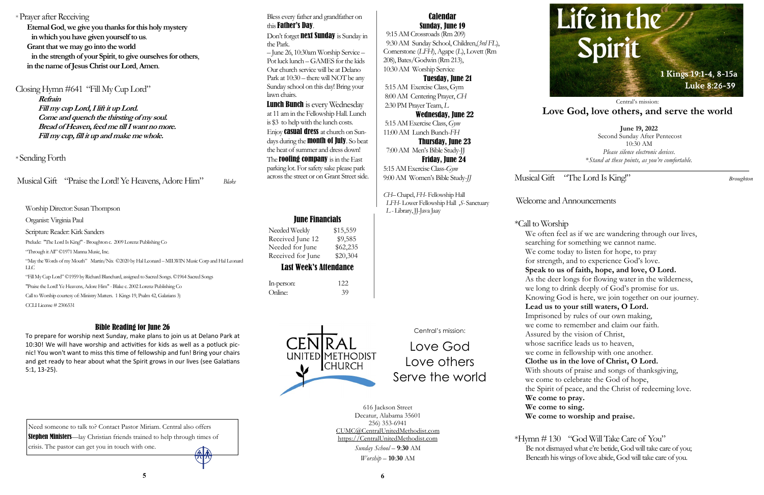\* Prayer after Receiving

**Eternal God, we give you thanks for this holy mystery in which you have given yourself to us. Grant that we may go into the world in the strength of your Spirit, to give ourselves for others, in the name of Jesus Christ our Lord, Amen.**

Closing Hymn #641 "Fill My Cup Lord"

***Refrain***

***Fill my cup Lord, I lift it up Lord.***
***Come and quench the thirsting of my soul.***
***Bread of Heaven, feed me till I want no more.***
***Fill my cup, fill it up and make me whole.***

\* Sending Forth

Musical Gift "Praise the Lord! Ye Heavens, Adore Him" *Blake*

Worship Director: Susan Thompson

Organist: Virginia Paul

Scripture Reader: Kirk Sanders

Prelude: "The Lord Is King!" - Broughton c. 2009 Lorenz Publishing Co

"Through it All" ©1971 Manna Music, Inc.

"May the Words of my Mouth" Martin/Nix ©2020 by Hal Leonard – MILWIN Music Corp and Hal Leonard LLC

"Fill My Cup Lord" ©1959 by Richard Blanchard, assigned to Sacred Songs. ©1964 Sacred Songs

"Praise the Lord! Ye Heavens, Adore Him" - Blake c. 2002 Lorenz Publishing Co

Call to Worship courtesy of: Ministry Matters. 1 Kings 19, Psalm 42, Galatians 3)

CCLI License # 2306531

## Bible Reading for June 26

To prepare for worship next Sunday, make plans to join us at Delano Park at 10:30! We will have worship and activities for kids as well as a potluck picnic! You won't want to miss this time of fellowship and fun! Bring your chairs and get ready to hear about what the Spirit grows in our lives (see Galatians 5:1, 13-25).

Need someone to talk to? Contact Pastor Miriam. Central also offers **Stephen Ministers**—lay Christian friends trained to help through times of crisis. The pastor can get you in touch with one.

Bless every father and grandfather on this **Father's Day**.

Don't forget **next Sunday** is Sunday in the Park.

– June 26, 10:30am Worship Service – Pot luck lunch – GAMES for the kids Our church service will be at Delano Park at 10:30 – there will NOT be any Sunday school on this day! Bring your lawn chairs.

**Lunch Bunch** is every Wednesday at 11 am in the Fellowship Hall. Lunch is $3 to help with the lunch costs.

Enjoy **casual dress** at church on Sundays during the **month of July**. So beat the heat of summer and dress down!

The **roofing company** is in the East parking lot. For safety sake please park across the street or on Grant Street side.

## June Financials

| | |
|---|---|
| Needed Weekly | $15,559 |
| Received June 12 | $9,585 |
| Needed for June | $62,235 |
| Received for June | $20,304 |

## Last Week's Attendance

| | |
|---|---|
| In-person: | 122 |
| Online: | 39 |

## Calendar

**Sunday, June 19**

9:15 AM Crossroads (Rm 209)
9:30 AM Sunday School, Children,(*3rd FL*), Cornerstone (*LFH*), Agape (*L*), Lovett (Rm 208), Bates/Godwin (Rm 213),
10:30 AM Worship Service

**Tuesday, June 21**

5:15 AM Exercise Class, Gym
8:00 AM Centering Prayer, *CH*
2:30 PM Prayer Team, *L*

**Wednesday, June 22**

5:15 AM Exercise Class, *Gym*
11:00 AM Lunch Bunch-*FH*

**Thursday, June 23**

7:00 AM Men's Bible Study-JJ

**Friday, June 24**

5:15 AM Exercise Class-*Gym*
9:00 AM Women's Bible Study-*JJ*

*CH*– Chapel, *FH*- Fellowship Hall
*LFH*- Lower Fellowship Hall , *S*- Sanctuary
*L* - Library, JJ-Java Jaay

CENTRAL UNITED METHODIST CHURCH

Central's mission:

Love God
Love others
Serve the world

616 Jackson Street
Decatur, Alabama 35601
256) 353-6941
CUMC@CentralUnitedMethodist.com
https://CentralUnitedMethodist.com
*Sunday School* – **9:30** AM
*Worship* – **10:30** AM

# Life in the Spirit

**1 Kings 19:1-4, 8-15a**
**Luke 8:26-39**

Central's mission:

## Love God, love others, and serve the world

**June 19, 2022**
Second Sunday After Pentecost
10:30 AM
*Please silence electronic devices.*
*\*Stand at these points, as you're comfortable.*

Musical Gift "The Lord Is King!" *Broughton*

Welcome and Announcements

\*Call to Worship

We often feel as if we are wandering through our lives,
searching for something we cannot name.
We come today to listen for hope, to pray
for strength, and to experience God's love.
**Speak to us of faith, hope, and love, O Lord.**
As the deer longs for flowing water in the wilderness,
we long to drink deeply of God's promise for us.
Knowing God is here, we join together on our journey.
**Lead us to your still waters, O Lord.**
Imprisoned by rules of our own making,
we come to remember and claim our faith.
Assured by the vision of Christ,
whose sacrifice leads us to heaven,
we come in fellowship with one another.
**Clothe us in the love of Christ, O Lord.**
With shouts of praise and songs of thanksgiving,
we come to celebrate the God of hope,
the Spirit of peace, and the Christ of redeeming love.
**We come to pray.**
**We come to sing.**
**We come to worship and praise.**

\*Hymn # 130 "God Will Take Care of You"

Be not dismayed what e'er betide, God will take care of you;
Beneath his wings of love abide, God will take care of you.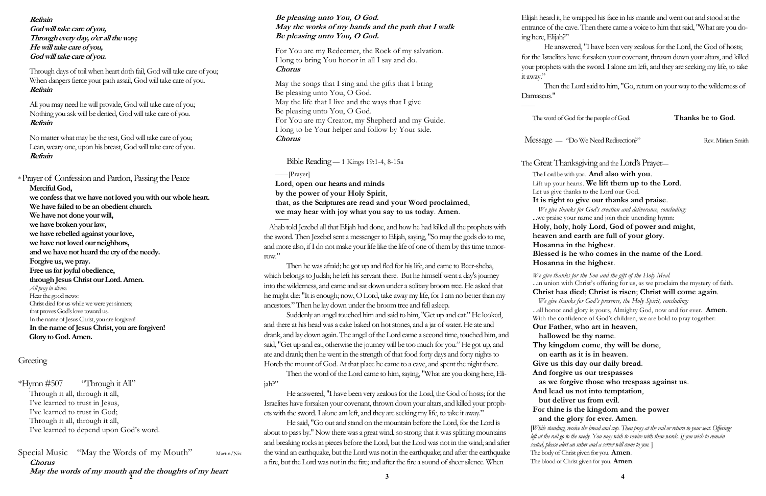**Refrain**
**God will take care of you,**
**Through every day, o'er all the way;**
**He will take care of you,**
**God will take care of you.**

Through days of toil when heart doth fail, God will take care of you;
When dangers fierce your path assail, God will take care of you.
**Refrain**

All you may need he will provide, God will take care of you;
Nothing you ask will be denied, God will take care of you.
**Refrain**

No matter what may be the test, God will take care of you;
Lean, weary one, upon his breast, God will take care of you.
**Refrain**

\* Prayer of Confession and Pardon, Passing the Peace

**Merciful God,**
**we confess that we have not loved you with our whole heart.**
**We have failed to be an obedient church.**
**We have not done your will,**
**we have broken your law,**
**we have rebelled against your love,**
**we have not loved our neighbors,**
**and we have not heard the cry of the needy.**
**Forgive us, we pray.**
**Free us for joyful obedience,**
**through Jesus Christ our Lord. Amen.**
*All pray in silence.*
Hear the good news:
Christ died for us while we were yet sinners;
that proves God's love toward us.
In the name of Jesus Christ, you are forgiven!
**In the name of Jesus Christ, you are forgiven!**
**Glory to God. Amen.**

Greeting

\*Hymn #507 "Through it All"

Through it all, through it all,
I've learned to trust in Jesus,
I've learned to trust in God;
Through it all, through it all,
I've learned to depend upon God's word.

Special Music "May the Words of my Mouth" Martin/Nix

***Chorus***
***May the words of my mouth and the thoughts of my heart***
***Be pleasing unto You, O God.***
***May the works of my hands and the path that I walk***
***Be pleasing unto You, O God.***

For You are my Redeemer, the Rock of my salvation.
I long to bring You honor in all I say and do.
***Chorus***

May the songs that I sing and the gifts that I bring
Be pleasing unto You, O God.
May the life that I live and the ways that I give
Be pleasing unto You, O God.
For You are my Creator, my Shepherd and my Guide.
I long to be Your helper and follow by Your side.
***Chorus***

Bible Reading — 1 Kings 19:1-4, 8-15a

——[Prayer]
**Lord, open our hearts and minds**
**by the power of your Holy Spirit,**
**that, as the Scriptures are read and your Word proclaimed,**
**we may hear with joy what you say to us today. Amen.**
——

Ahab told Jezebel all that Elijah had done, and how he had killed all the prophets with the sword. Then Jezebel sent a messenger to Elijah, saying, "So may the gods do to me, and more also, if I do not make your life like the life of one of them by this time tomorrow."

Then he was afraid; he got up and fled for his life, and came to Beer-sheba, which belongs to Judah; he left his servant there. But he himself went a day's journey into the wilderness, and came and sat down under a solitary broom tree. He asked that he might die: "It is enough; now, O Lord, take away my life, for I am no better than my ancestors." Then he lay down under the broom tree and fell asleep.

Suddenly an angel touched him and said to him, "Get up and eat." He looked, and there at his head was a cake baked on hot stones, and a jar of water. He ate and drank, and lay down again. The angel of the Lord came a second time, touched him, and said, "Get up and eat, otherwise the journey will be too much for you." He got up, and ate and drank; then he went in the strength of that food forty days and forty nights to Horeb the mount of God. At that place he came to a cave, and spent the night there.

Then the word of the Lord came to him, saying, "What are you doing here, Elijah?"

He answered, "I have been very zealous for the Lord, the God of hosts; for the Israelites have forsaken your covenant, thrown down your altars, and killed your prophets with the sword. I alone am left, and they are seeking my life, to take it away."

He said, "Go out and stand on the mountain before the Lord, for the Lord is about to pass by." Now there was a great wind, so strong that it was splitting mountains and breaking rocks in pieces before the Lord, but the Lord was not in the wind; and after the wind an earthquake, but the Lord was not in the earthquake; and after the earthquake a fire, but the Lord was not in the fire; and after the fire a sound of sheer silence. When Elijah heard it, he wrapped his face in his mantle and went out and stood at the entrance of the cave. Then there came a voice to him that said, "What are you doing here, Elijah?"

He answered, "I have been very zealous for the Lord, the God of hosts; for the Israelites have forsaken your covenant, thrown down your altars, and killed your prophets with the sword. I alone am left, and they are seeking my life, to take it away."

Then the Lord said to him, "Go, return on your way to the wilderness of Damascus."
——

The word of God for the people of God. **Thanks be to God.**

Message — "Do We Need Redirection?" Rev. Miriam Smith

The Great Thanksgiving and the Lord's Prayer—

The Lord be with you. **And also with you.**
Lift up your hearts. **We lift them up to the Lord.**
Let us give thanks to the Lord our God.
**It is right to give our thanks and praise.**
*We give thanks for God's creation and deliverance, concluding:*
...we praise your name and join their unending hymn:
**Holy, holy, holy Lord, God of power and might,**
**heaven and earth are full of your glory.**
**Hosanna in the highest.**
**Blessed is he who comes in the name of the Lord.**
**Hosanna in the highest.**

*We give thanks for the Son and the gift of the Holy Meal.*
...in union with Christ's offering for us, as we proclaim the mystery of faith.
**Christ has died; Christ is risen; Christ will come again.**
*We give thanks for God's presence, the Holy Spirit, concluding:*
...all honor and glory is yours, Almighty God, now and for ever. **Amen.**
With the confidence of God's children, we are bold to pray together:
**Our Father, who art in heaven,**
**hallowed be thy name.**
**Thy kingdom come, thy will be done,**
**on earth as it is in heaven.**
**Give us this day our daily bread.**
**And forgive us our trespasses**
**as we forgive those who trespass against us.**
**And lead us not into temptation,**
**but deliver us from evil.**
**For thine is the kingdom and the power**
**and the glory for ever. Amen.**

[*While standing, receive the bread and cup. Then pray at the rail or return to your seat. Offerings left at the rail go to the needy. You may wish to receive with these words. If you wish to remain seated, please alert an usher and a server will come to you.*]
The body of Christ given for you. **Amen.**
The blood of Christ given for you. **Amen.**